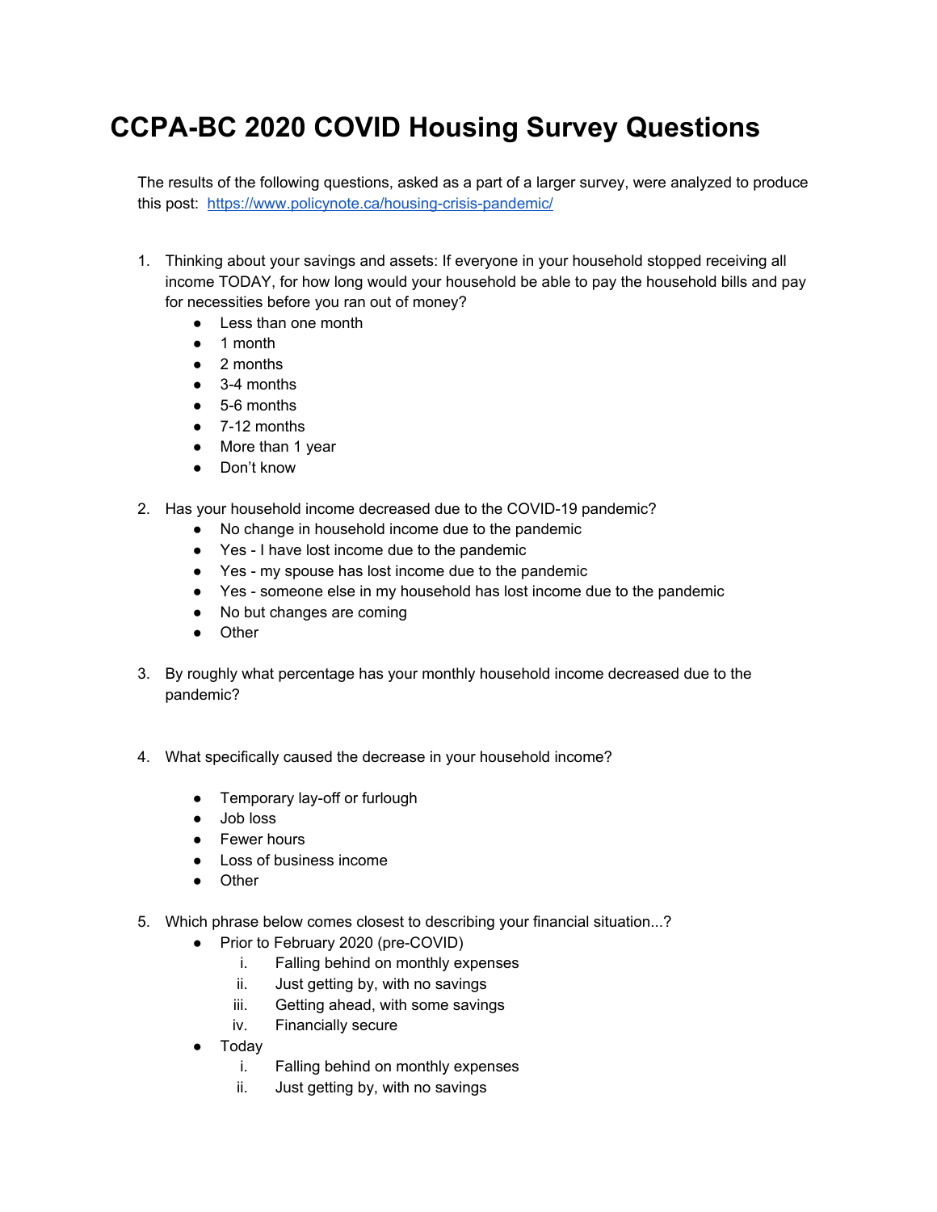# CCPA-BC 2020 COVID Housing Survey Questions

The results of the following questions, asked as a part of a larger survey, were analyzed to produce this post: [https://www.policynote.ca/housing-crisis-pandemic/](https://www.policynote.ca/housing-crisis-pandemic/)

1. Thinking about your savings and assets: If everyone in your household stopped receiving all income TODAY, for how long would your household be able to pay the household bills and pay for necessities before you ran out of money?
    - Less than one month
    - 1 month
    - 2 months
    - 3-4 months
    - 5-6 months
    - 7-12 months
    - More than 1 year
    - Don't know

2. Has your household income decreased due to the COVID-19 pandemic?
    - No change in household income due to the pandemic
    - Yes - I have lost income due to the pandemic
    - Yes - my spouse has lost income due to the pandemic
    - Yes - someone else in my household has lost income due to the pandemic
    - No but changes are coming
    - Other

3. By roughly what percentage has your monthly household income decreased due to the pandemic?

4. What specifically caused the decrease in your household income?
    - Temporary lay-off or furlough
    - Job loss
    - Fewer hours
    - Loss of business income
    - Other

5. Which phrase below comes closest to describing your financial situation...?
    - Prior to February 2020 (pre-COVID)
        i. Falling behind on monthly expenses
        ii. Just getting by, with no savings
        iii. Getting ahead, with some savings
        iv. Financially secure
    - Today
        i. Falling behind on monthly expenses
        ii. Just getting by, with no savings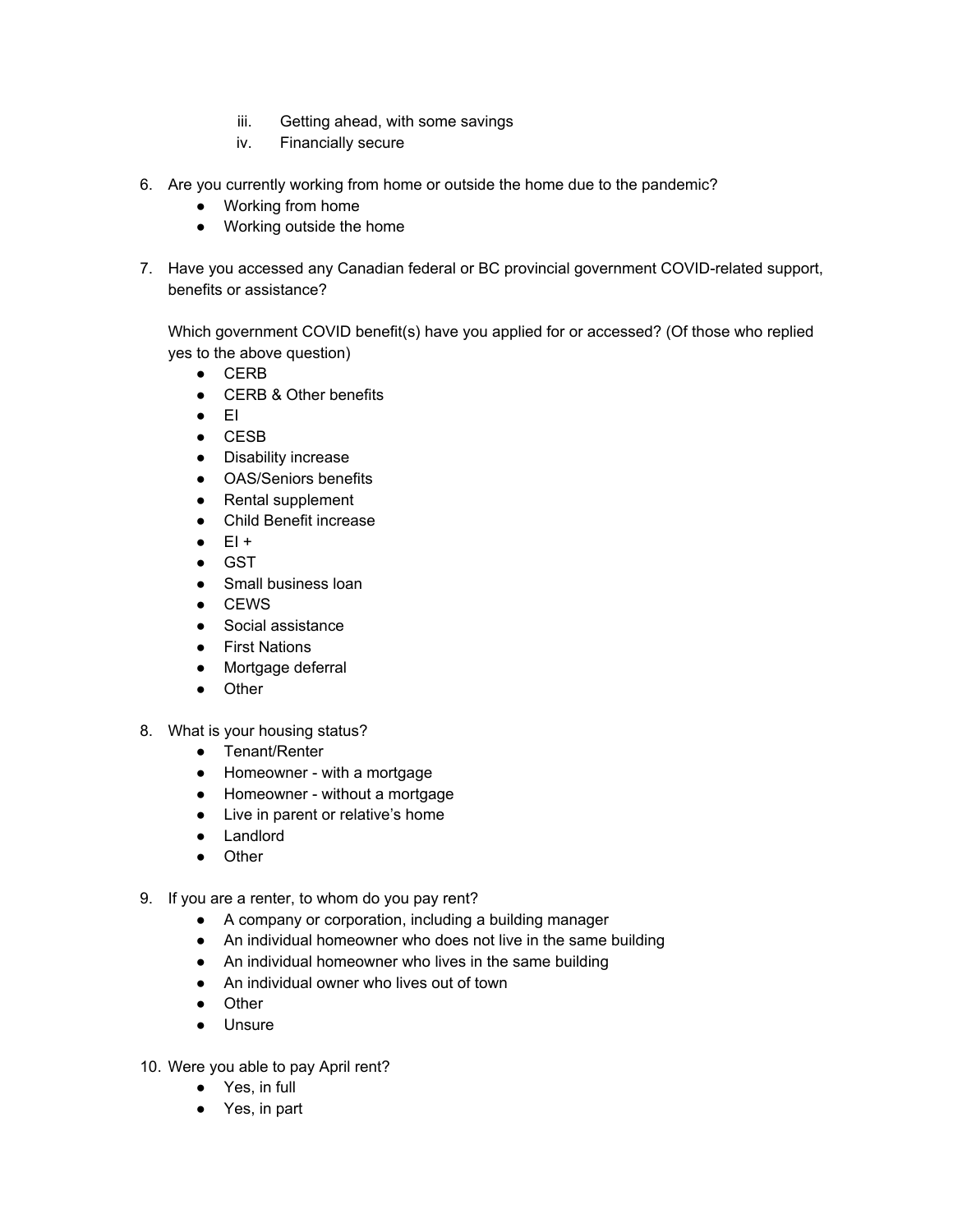iii. Getting ahead, with some savings
   iv. Financially secure

6. Are you currently working from home or outside the home due to the pandemic?
   - Working from home
   - Working outside the home

7. Have you accessed any Canadian federal or BC provincial government COVID-related support, benefits or assistance?

   Which government COVID benefit(s) have you applied for or accessed? (Of those who replied yes to the above question)
   - CERB
   - CERB & Other benefits
   - EI
   - CESB
   - Disability increase
   - OAS/Seniors benefits
   - Rental supplement
   - Child Benefit increase
   - EI +
   - GST
   - Small business loan
   - CEWS
   - Social assistance
   - First Nations
   - Mortgage deferral
   - Other

8. What is your housing status?
   - Tenant/Renter
   - Homeowner - with a mortgage
   - Homeowner - without a mortgage
   - Live in parent or relative's home
   - Landlord
   - Other

9. If you are a renter, to whom do you pay rent?
   - A company or corporation, including a building manager
   - An individual homeowner who does not live in the same building
   - An individual homeowner who lives in the same building
   - An individual owner who lives out of town
   - Other
   - Unsure

10. Were you able to pay April rent?
    - Yes, in full
    - Yes, in part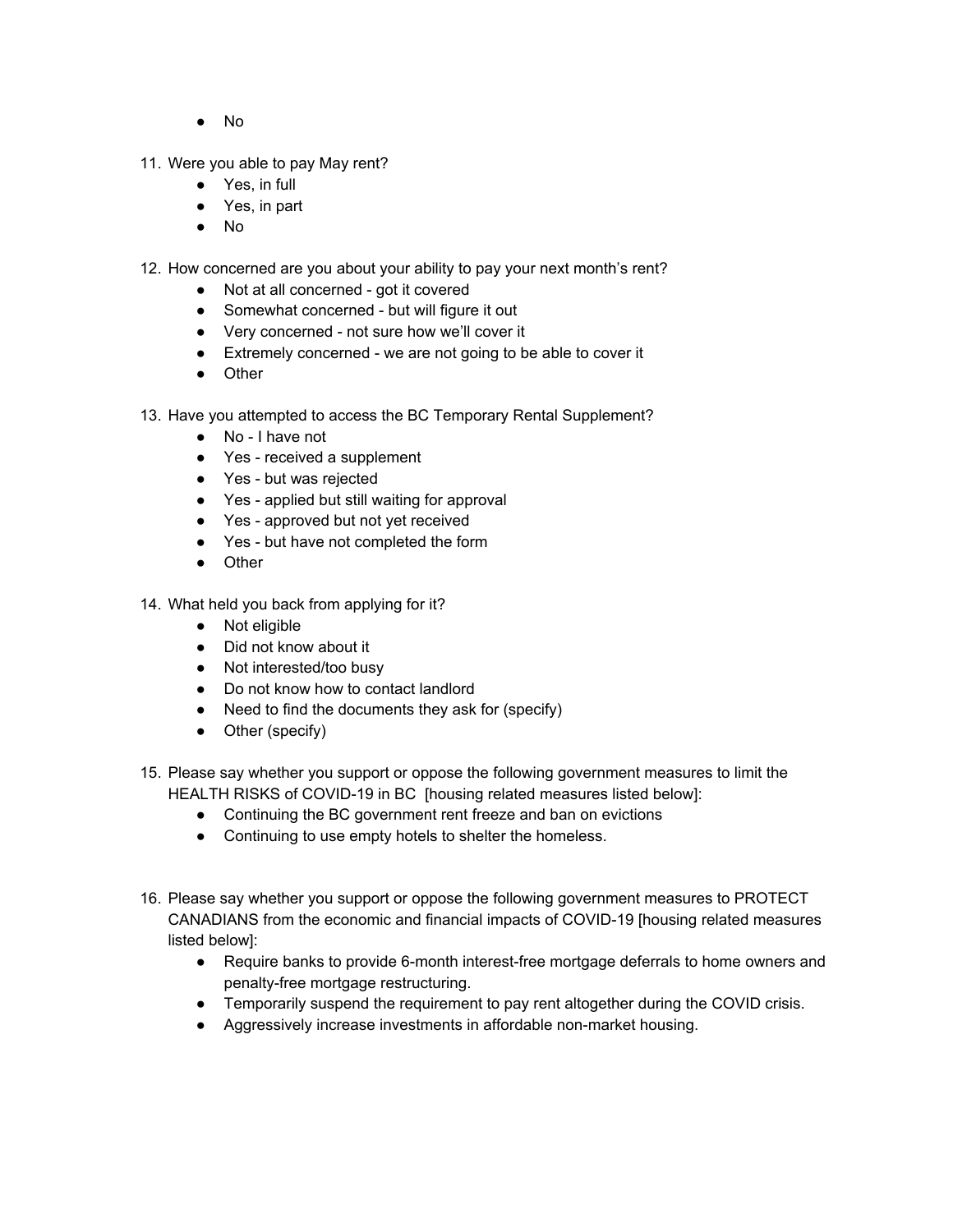- No

11. Were you able to pay May rent?
    - Yes, in full
    - Yes, in part
    - No

12. How concerned are you about your ability to pay your next month's rent?
    - Not at all concerned - got it covered
    - Somewhat concerned - but will figure it out
    - Very concerned - not sure how we'll cover it
    - Extremely concerned - we are not going to be able to cover it
    - Other

13. Have you attempted to access the BC Temporary Rental Supplement?
    - No - I have not
    - Yes - received a supplement
    - Yes - but was rejected
    - Yes - applied but still waiting for approval
    - Yes - approved but not yet received
    - Yes - but have not completed the form
    - Other

14. What held you back from applying for it?
    - Not eligible
    - Did not know about it
    - Not interested/too busy
    - Do not know how to contact landlord
    - Need to find the documents they ask for (specify)
    - Other (specify)

15. Please say whether you support or oppose the following government measures to limit the HEALTH RISKS of COVID-19 in BC [housing related measures listed below]:
    - Continuing the BC government rent freeze and ban on evictions
    - Continuing to use empty hotels to shelter the homeless.

16. Please say whether you support or oppose the following government measures to PROTECT CANADIANS from the economic and financial impacts of COVID-19 [housing related measures listed below]:
    - Require banks to provide 6-month interest-free mortgage deferrals to home owners and penalty-free mortgage restructuring.
    - Temporarily suspend the requirement to pay rent altogether during the COVID crisis.
    - Aggressively increase investments in affordable non-market housing.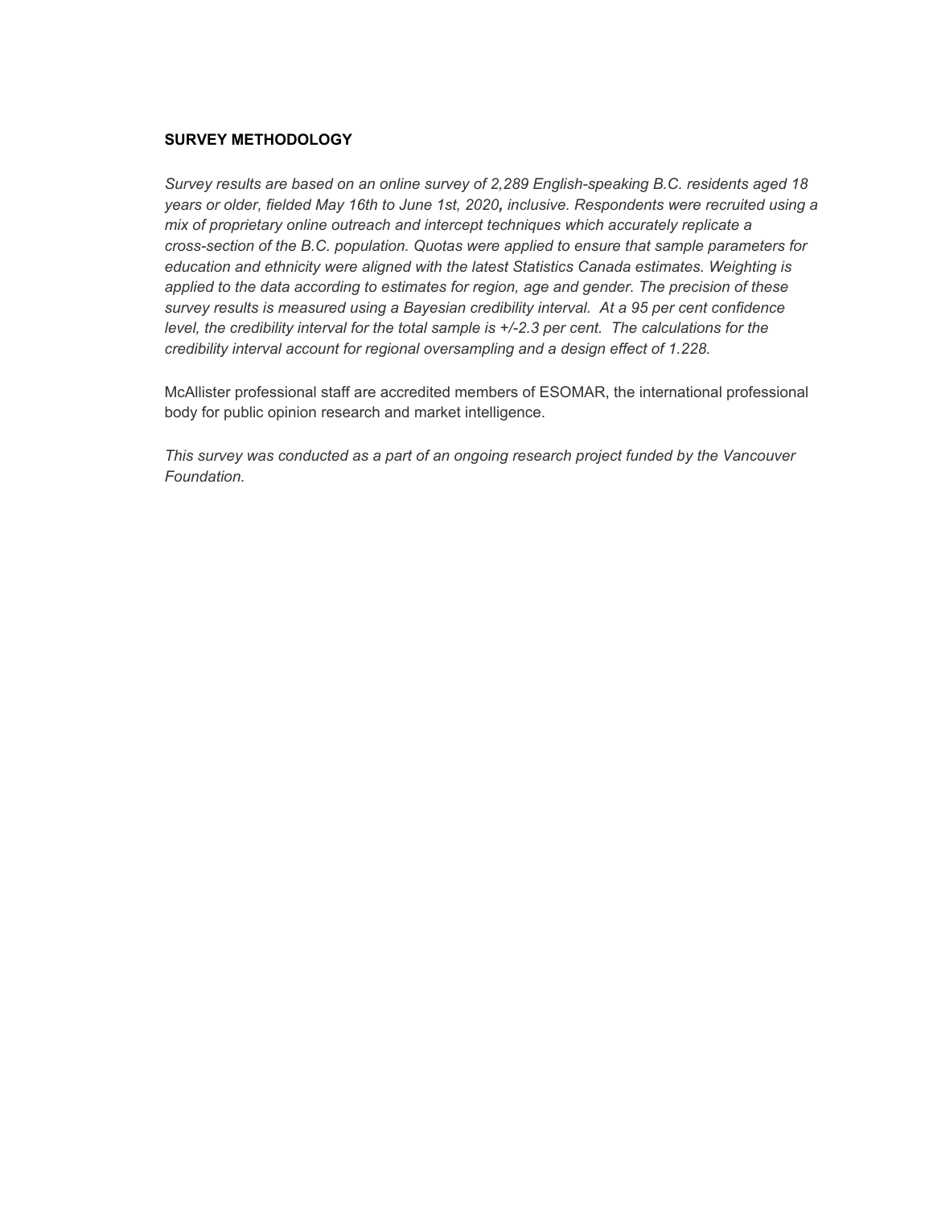**SURVEY METHODOLOGY**

*Survey results are based on an online survey of 2,289 English-speaking B.C. residents aged 18 years or older, fielded May 16th to June 1st, 2020, inclusive. Respondents were recruited using a mix of proprietary online outreach and intercept techniques which accurately replicate a cross-section of the B.C. population. Quotas were applied to ensure that sample parameters for education and ethnicity were aligned with the latest Statistics Canada estimates. Weighting is applied to the data according to estimates for region, age and gender. The precision of these survey results is measured using a Bayesian credibility interval. At a 95 per cent confidence level, the credibility interval for the total sample is +/-2.3 per cent. The calculations for the credibility interval account for regional oversampling and a design effect of 1.228.*

McAllister professional staff are accredited members of ESOMAR, the international professional body for public opinion research and market intelligence.

*This survey was conducted as a part of an ongoing research project funded by the Vancouver Foundation.*